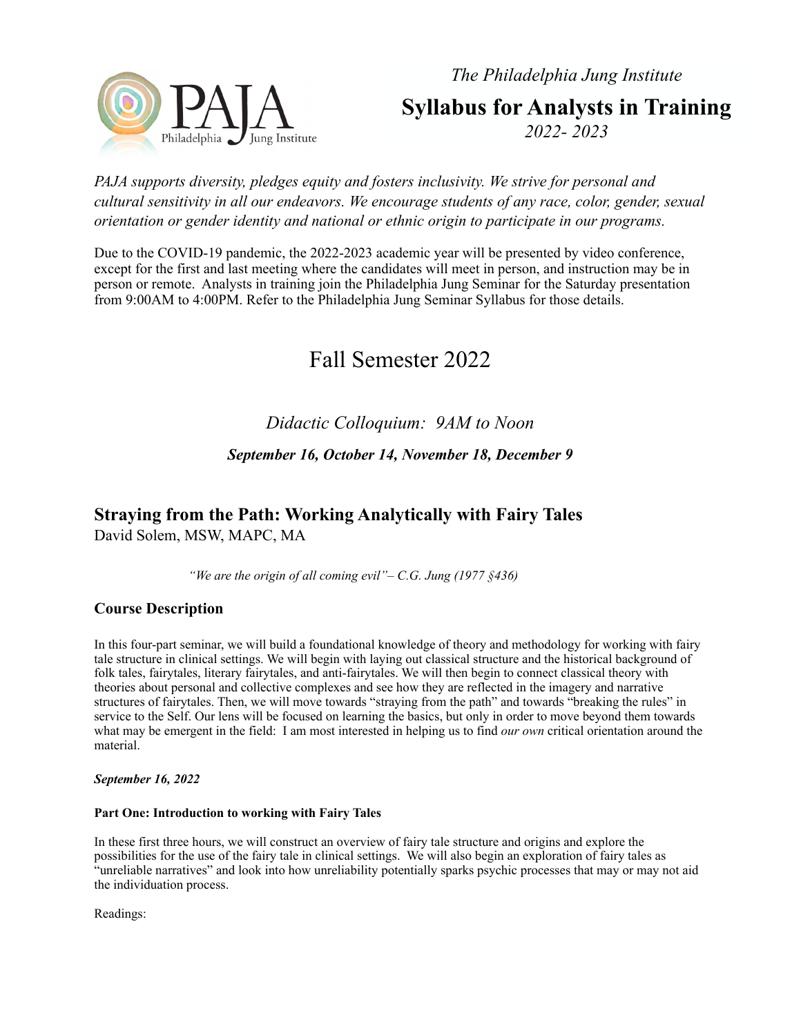*The Philadelphia Jung Institute*

# Syllabus for Analysts in Training

*2022- 2023*

*PAJA supports diversity, pledges equity and fosters inclusivity. We strive for personal and cultural sensitivity in all our endeavors. We encourage students of any race, color, gender, sexual orientation or gender identity and national or ethnic origin to participate in our programs.*

Due to the COVID-19 pandemic, the 2022-2023 academic year will be presented by video conference, except for the first and last meeting where the candidates will meet in person, and instruction may be in person or remote. Analysts in training join the Philadelphia Jung Seminar for the Saturday presentation from 9:00AM to 4:00PM. Refer to the Philadelphia Jung Seminar Syllabus for those details.

## Fall Semester 2022

*Didactic Colloquium: 9AM to Noon*

***September 16, October 14, November 18, December 9***

## Straying from the Path: Working Analytically with Fairy Tales

David Solem, MSW, MAPC, MA

*"We are the origin of all coming evil"– C.G. Jung (1977 §436)*

### Course Description

In this four-part seminar, we will build a foundational knowledge of theory and methodology for working with fairy tale structure in clinical settings. We will begin with laying out classical structure and the historical background of folk tales, fairytales, literary fairytales, and anti-fairytales. We will then begin to connect classical theory with theories about personal and collective complexes and see how they are reflected in the imagery and narrative structures of fairytales. Then, we will move towards "straying from the path" and towards "breaking the rules" in service to the Self. Our lens will be focused on learning the basics, but only in order to move beyond them towards what may be emergent in the field: I am most interested in helping us to find *our own* critical orientation around the material.

***September 16, 2022***

**Part One: Introduction to working with Fairy Tales**

In these first three hours, we will construct an overview of fairy tale structure and origins and explore the possibilities for the use of the fairy tale in clinical settings. We will also begin an exploration of fairy tales as "unreliable narratives" and look into how unreliability potentially sparks psychic processes that may or may not aid the individuation process.

Readings: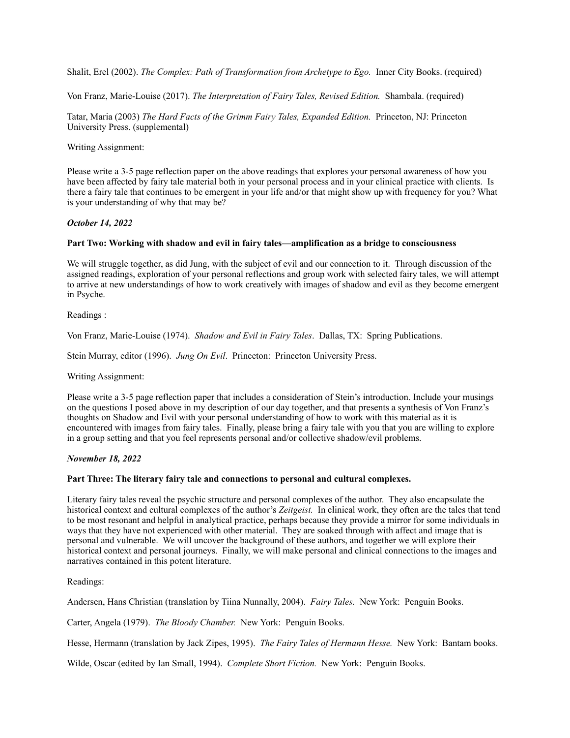Shalit, Erel (2002). *The Complex: Path of Transformation from Archetype to Ego.* Inner City Books. (required)

Von Franz, Marie-Louise (2017). *The Interpretation of Fairy Tales, Revised Edition.* Shambala. (required)

Tatar, Maria (2003) *The Hard Facts of the Grimm Fairy Tales, Expanded Edition.* Princeton, NJ: Princeton University Press. (supplemental)

Writing Assignment:

Please write a 3-5 page reflection paper on the above readings that explores your personal awareness of how you have been affected by fairy tale material both in your personal process and in your clinical practice with clients. Is there a fairy tale that continues to be emergent in your life and/or that might show up with frequency for you? What is your understanding of why that may be?

***October 14, 2022***

**Part Two: Working with shadow and evil in fairy tales—amplification as a bridge to consciousness**

We will struggle together, as did Jung, with the subject of evil and our connection to it. Through discussion of the assigned readings, exploration of your personal reflections and group work with selected fairy tales, we will attempt to arrive at new understandings of how to work creatively with images of shadow and evil as they become emergent in Psyche.

Readings :

Von Franz, Marie-Louise (1974). *Shadow and Evil in Fairy Tales*. Dallas, TX: Spring Publications.

Stein Murray, editor (1996). *Jung On Evil*. Princeton: Princeton University Press.

Writing Assignment:

Please write a 3-5 page reflection paper that includes a consideration of Stein's introduction. Include your musings on the questions I posed above in my description of our day together, and that presents a synthesis of Von Franz's thoughts on Shadow and Evil with your personal understanding of how to work with this material as it is encountered with images from fairy tales. Finally, please bring a fairy tale with you that you are willing to explore in a group setting and that you feel represents personal and/or collective shadow/evil problems.

***November 18, 2022***

**Part Three: The literary fairy tale and connections to personal and cultural complexes.**

Literary fairy tales reveal the psychic structure and personal complexes of the author. They also encapsulate the historical context and cultural complexes of the author's *Zeitgeist.* In clinical work, they often are the tales that tend to be most resonant and helpful in analytical practice, perhaps because they provide a mirror for some individuals in ways that they have not experienced with other material. They are soaked through with affect and image that is personal and vulnerable. We will uncover the background of these authors, and together we will explore their historical context and personal journeys. Finally, we will make personal and clinical connections to the images and narratives contained in this potent literature.

Readings:

Andersen, Hans Christian (translation by Tiina Nunnally, 2004). *Fairy Tales.* New York: Penguin Books.

Carter, Angela (1979). *The Bloody Chamber.* New York: Penguin Books.

Hesse, Hermann (translation by Jack Zipes, 1995). *The Fairy Tales of Hermann Hesse.* New York: Bantam books.

Wilde, Oscar (edited by Ian Small, 1994). *Complete Short Fiction.* New York: Penguin Books.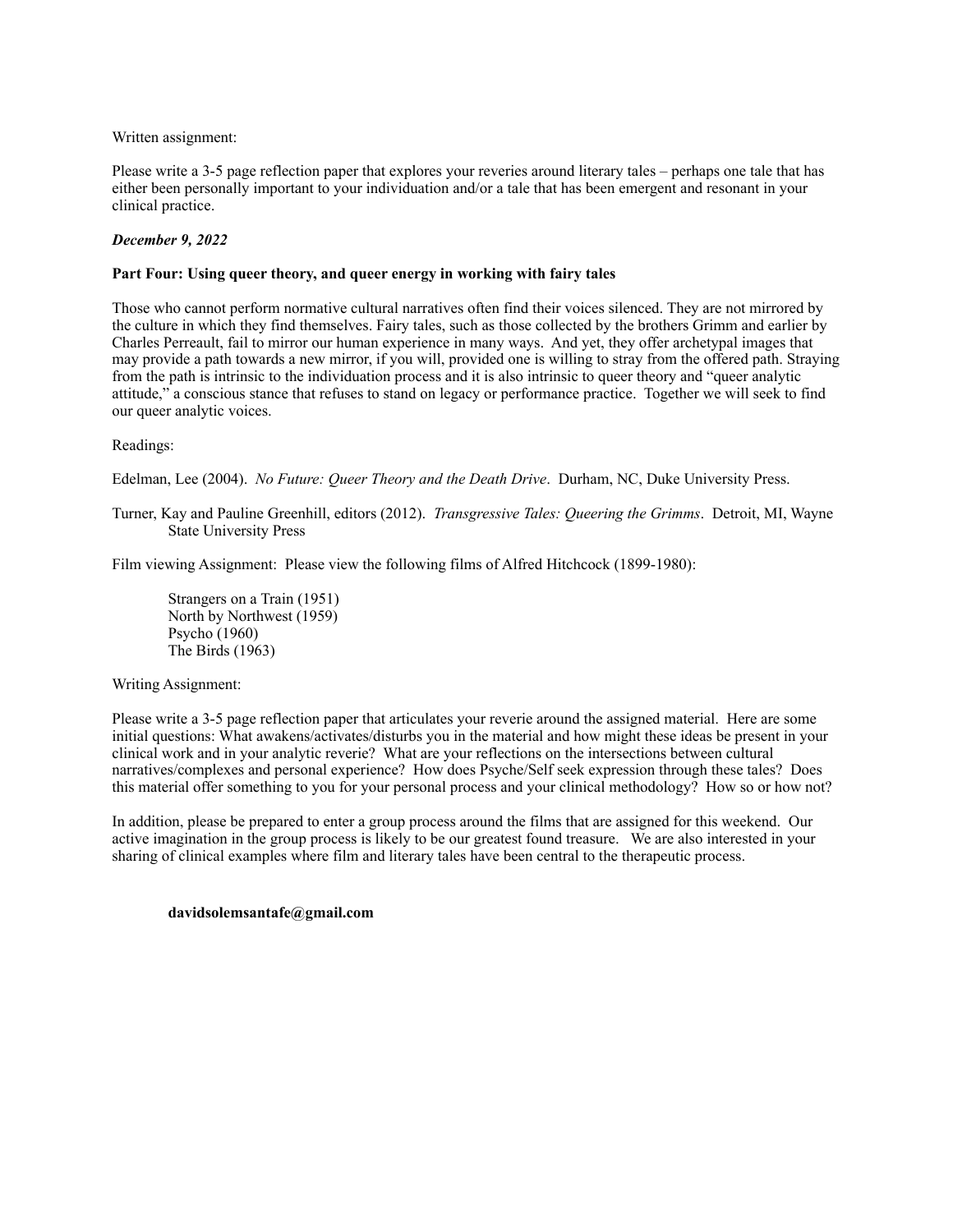Written assignment:

Please write a 3-5 page reflection paper that explores your reveries around literary tales – perhaps one tale that has either been personally important to your individuation and/or a tale that has been emergent and resonant in your clinical practice.

***December 9, 2022***

**Part Four: Using queer theory, and queer energy in working with fairy tales**

Those who cannot perform normative cultural narratives often find their voices silenced. They are not mirrored by the culture in which they find themselves. Fairy tales, such as those collected by the brothers Grimm and earlier by Charles Perreault, fail to mirror our human experience in many ways. And yet, they offer archetypal images that may provide a path towards a new mirror, if you will, provided one is willing to stray from the offered path. Straying from the path is intrinsic to the individuation process and it is also intrinsic to queer theory and "queer analytic attitude," a conscious stance that refuses to stand on legacy or performance practice. Together we will seek to find our queer analytic voices.

Readings:

Edelman, Lee (2004). *No Future: Queer Theory and the Death Drive*. Durham, NC, Duke University Press.

Turner, Kay and Pauline Greenhill, editors (2012). *Transgressive Tales: Queering the Grimms*. Detroit, MI, Wayne State University Press

Film viewing Assignment: Please view the following films of Alfred Hitchcock (1899-1980):

Strangers on a Train (1951)
North by Northwest (1959)
Psycho (1960)
The Birds (1963)

Writing Assignment:

Please write a 3-5 page reflection paper that articulates your reverie around the assigned material. Here are some initial questions: What awakens/activates/disturbs you in the material and how might these ideas be present in your clinical work and in your analytic reverie? What are your reflections on the intersections between cultural narratives/complexes and personal experience? How does Psyche/Self seek expression through these tales? Does this material offer something to you for your personal process and your clinical methodology? How so or how not?

In addition, please be prepared to enter a group process around the films that are assigned for this weekend. Our active imagination in the group process is likely to be our greatest found treasure. We are also interested in your sharing of clinical examples where film and literary tales have been central to the therapeutic process.

**davidsolemsantafe@gmail.com**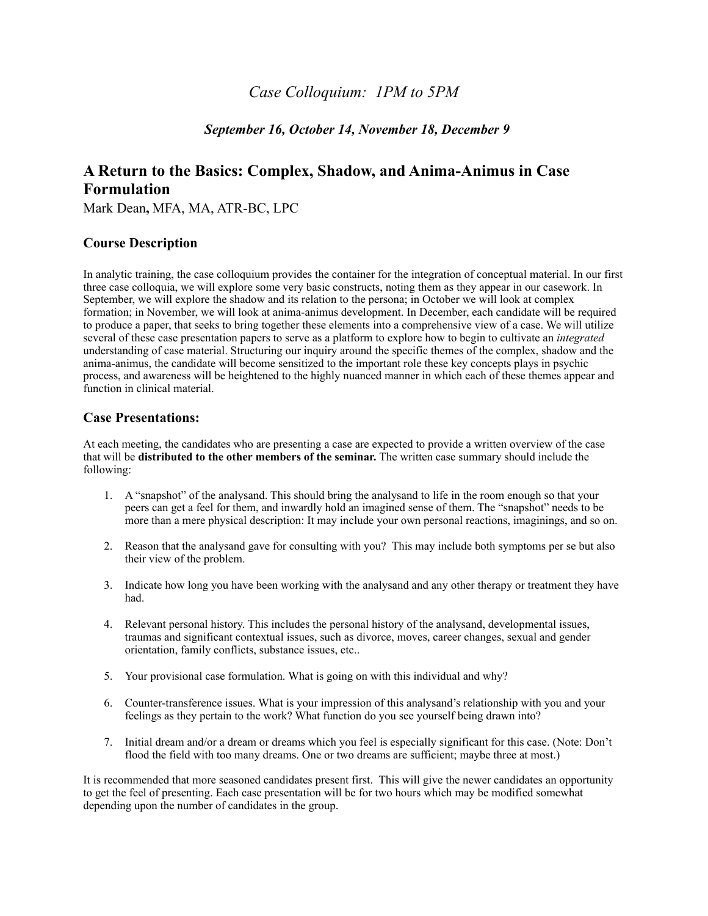*Case Colloquium: 1PM to 5PM*

***September 16, October 14, November 18, December 9***

## A Return to the Basics: Complex, Shadow, and Anima-Animus in Case Formulation

Mark Dean**,** MFA, MA, ATR-BC, LPC

### Course Description

In analytic training, the case colloquium provides the container for the integration of conceptual material. In our first three case colloquia, we will explore some very basic constructs, noting them as they appear in our casework. In September, we will explore the shadow and its relation to the persona; in October we will look at complex formation; in November, we will look at anima-animus development. In December, each candidate will be required to produce a paper, that seeks to bring together these elements into a comprehensive view of a case. We will utilize several of these case presentation papers to serve as a platform to explore how to begin to cultivate an *integrated* understanding of case material. Structuring our inquiry around the specific themes of the complex, shadow and the anima-animus, the candidate will become sensitized to the important role these key concepts plays in psychic process, and awareness will be heightened to the highly nuanced manner in which each of these themes appear and function in clinical material.

### Case Presentations:

At each meeting, the candidates who are presenting a case are expected to provide a written overview of the case that will be **distributed to the other members of the seminar.** The written case summary should include the following:

1. A "snapshot" of the analysand. This should bring the analysand to life in the room enough so that your peers can get a feel for them, and inwardly hold an imagined sense of them. The "snapshot" needs to be more than a mere physical description: It may include your own personal reactions, imaginings, and so on.

2. Reason that the analysand gave for consulting with you? This may include both symptoms per se but also their view of the problem.

3. Indicate how long you have been working with the analysand and any other therapy or treatment they have had.

4. Relevant personal history. This includes the personal history of the analysand, developmental issues, traumas and significant contextual issues, such as divorce, moves, career changes, sexual and gender orientation, family conflicts, substance issues, etc..

5. Your provisional case formulation. What is going on with this individual and why?

6. Counter-transference issues. What is your impression of this analysand's relationship with you and your feelings as they pertain to the work? What function do you see yourself being drawn into?

7. Initial dream and/or a dream or dreams which you feel is especially significant for this case. (Note: Don't flood the field with too many dreams. One or two dreams are sufficient; maybe three at most.)

It is recommended that more seasoned candidates present first. This will give the newer candidates an opportunity to get the feel of presenting. Each case presentation will be for two hours which may be modified somewhat depending upon the number of candidates in the group.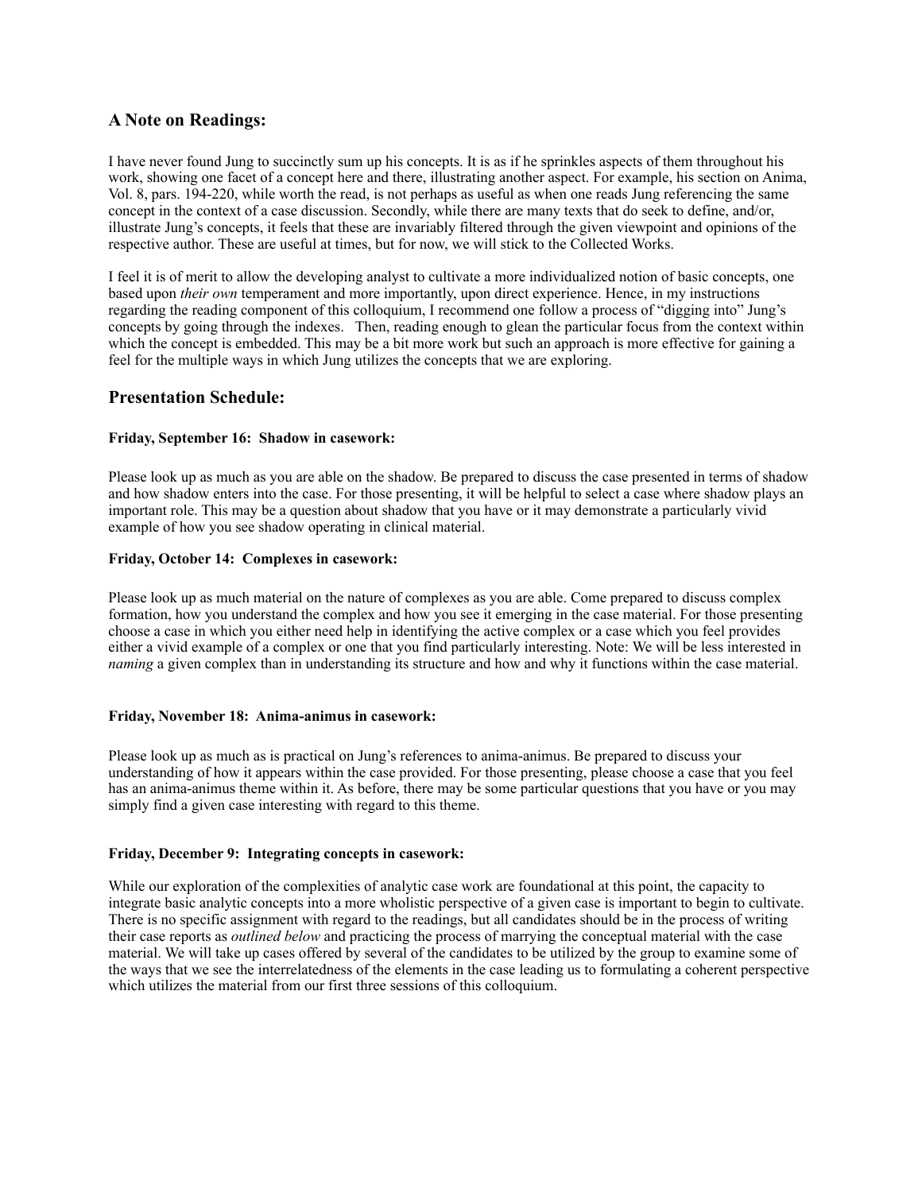## A Note on Readings:

I have never found Jung to succinctly sum up his concepts. It is as if he sprinkles aspects of them throughout his work, showing one facet of a concept here and there, illustrating another aspect. For example, his section on Anima, Vol. 8, pars. 194-220, while worth the read, is not perhaps as useful as when one reads Jung referencing the same concept in the context of a case discussion. Secondly, while there are many texts that do seek to define, and/or, illustrate Jung's concepts, it feels that these are invariably filtered through the given viewpoint and opinions of the respective author. These are useful at times, but for now, we will stick to the Collected Works.

I feel it is of merit to allow the developing analyst to cultivate a more individualized notion of basic concepts, one based upon *their own* temperament and more importantly, upon direct experience. Hence, in my instructions regarding the reading component of this colloquium, I recommend one follow a process of "digging into" Jung's concepts by going through the indexes. Then, reading enough to glean the particular focus from the context within which the concept is embedded. This may be a bit more work but such an approach is more effective for gaining a feel for the multiple ways in which Jung utilizes the concepts that we are exploring.

## Presentation Schedule:

**Friday, September 16: Shadow in casework:**

Please look up as much as you are able on the shadow. Be prepared to discuss the case presented in terms of shadow and how shadow enters into the case. For those presenting, it will be helpful to select a case where shadow plays an important role. This may be a question about shadow that you have or it may demonstrate a particularly vivid example of how you see shadow operating in clinical material.

**Friday, October 14: Complexes in casework:**

Please look up as much material on the nature of complexes as you are able. Come prepared to discuss complex formation, how you understand the complex and how you see it emerging in the case material. For those presenting choose a case in which you either need help in identifying the active complex or a case which you feel provides either a vivid example of a complex or one that you find particularly interesting. Note: We will be less interested in *naming* a given complex than in understanding its structure and how and why it functions within the case material.

**Friday, November 18: Anima-animus in casework:**

Please look up as much as is practical on Jung's references to anima-animus. Be prepared to discuss your understanding of how it appears within the case provided. For those presenting, please choose a case that you feel has an anima-animus theme within it. As before, there may be some particular questions that you have or you may simply find a given case interesting with regard to this theme.

**Friday, December 9: Integrating concepts in casework:**

While our exploration of the complexities of analytic case work are foundational at this point, the capacity to integrate basic analytic concepts into a more wholistic perspective of a given case is important to begin to cultivate. There is no specific assignment with regard to the readings, but all candidates should be in the process of writing their case reports as *outlined below* and practicing the process of marrying the conceptual material with the case material. We will take up cases offered by several of the candidates to be utilized by the group to examine some of the ways that we see the interrelatedness of the elements in the case leading us to formulating a coherent perspective which utilizes the material from our first three sessions of this colloquium.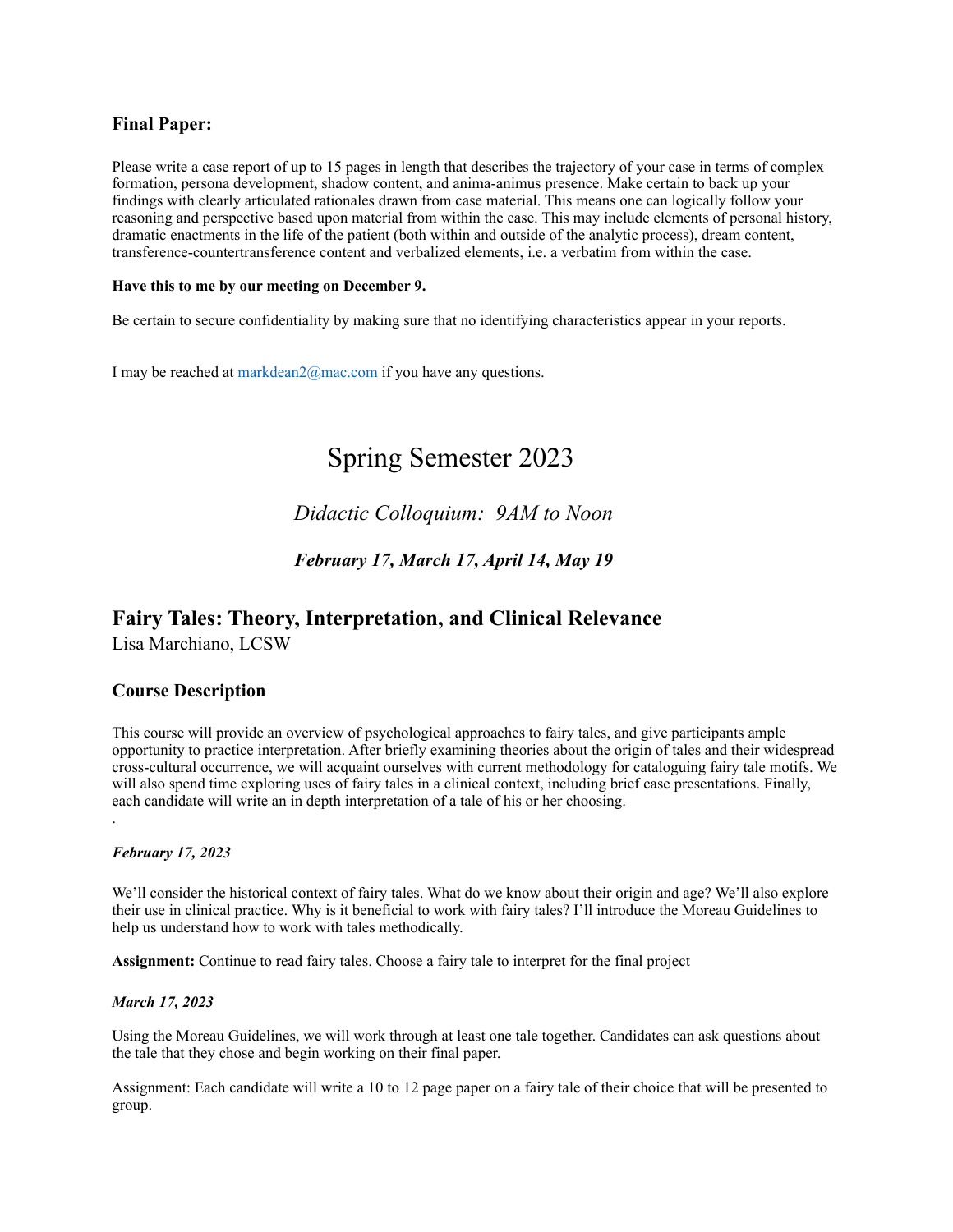### Final Paper:

Please write a case report of up to 15 pages in length that describes the trajectory of your case in terms of complex formation, persona development, shadow content, and anima-animus presence. Make certain to back up your findings with clearly articulated rationales drawn from case material. This means one can logically follow your reasoning and perspective based upon material from within the case. This may include elements of personal history, dramatic enactments in the life of the patient (both within and outside of the analytic process), dream content, transference-countertransference content and verbalized elements, i.e. a verbatim from within the case.

**Have this to me by our meeting on December 9.**

Be certain to secure confidentiality by making sure that no identifying characteristics appear in your reports.

I may be reached at markdean2@mac.com if you have any questions.

# Spring Semester 2023

*Didactic Colloquium: 9AM to Noon*

***February 17, March 17, April 14, May 19***

## Fairy Tales: Theory, Interpretation, and Clinical Relevance

Lisa Marchiano, LCSW

### Course Description

This course will provide an overview of psychological approaches to fairy tales, and give participants ample opportunity to practice interpretation. After briefly examining theories about the origin of tales and their widespread cross-cultural occurrence, we will acquaint ourselves with current methodology for cataloguing fairy tale motifs. We will also spend time exploring uses of fairy tales in a clinical context, including brief case presentations. Finally, each candidate will write an in depth interpretation of a tale of his or her choosing.

.

***February 17, 2023***

We'll consider the historical context of fairy tales. What do we know about their origin and age? We'll also explore their use in clinical practice. Why is it beneficial to work with fairy tales? I'll introduce the Moreau Guidelines to help us understand how to work with tales methodically.

**Assignment:** Continue to read fairy tales. Choose a fairy tale to interpret for the final project

***March 17, 2023***

Using the Moreau Guidelines, we will work through at least one tale together. Candidates can ask questions about the tale that they chose and begin working on their final paper.

Assignment: Each candidate will write a 10 to 12 page paper on a fairy tale of their choice that will be presented to group.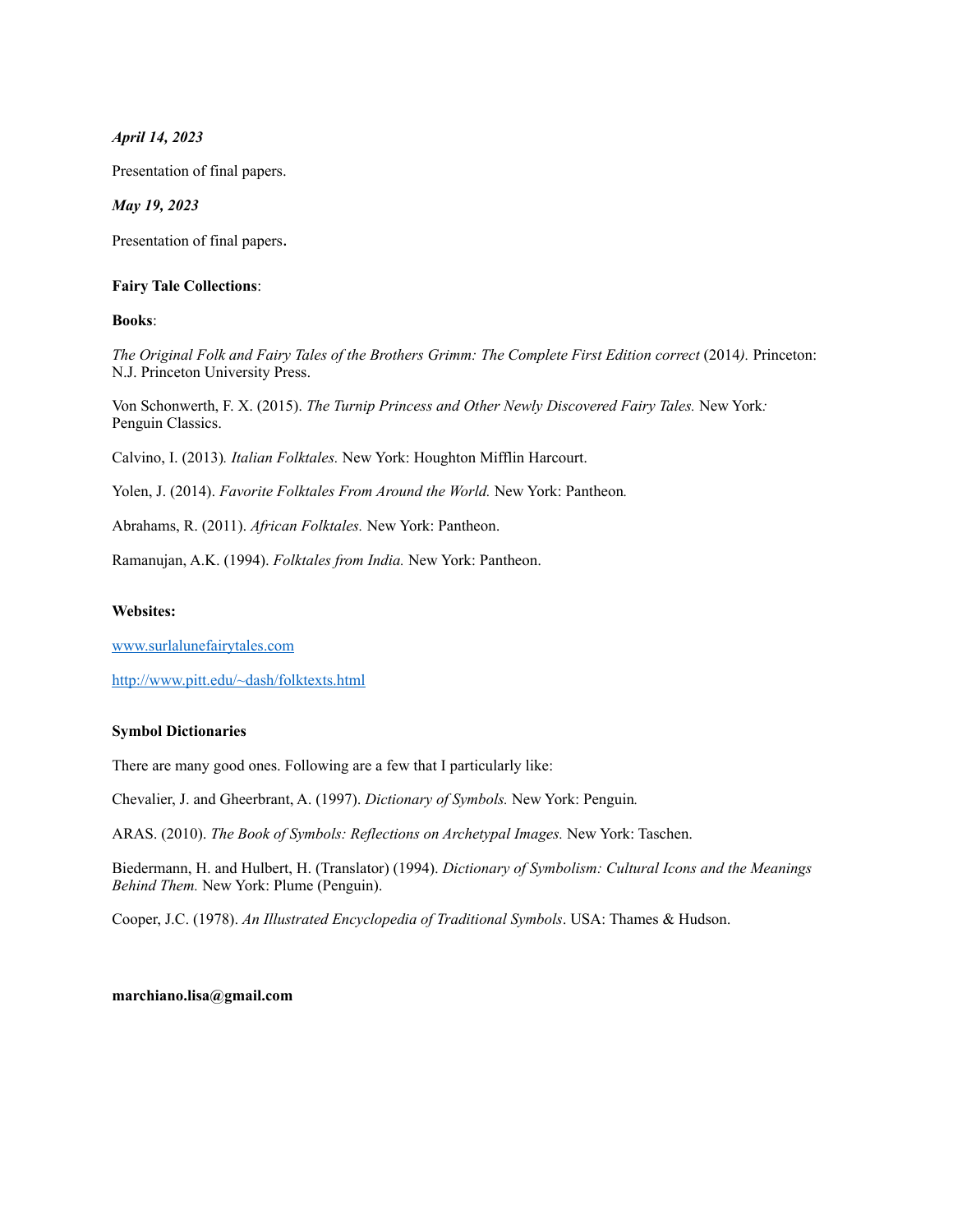***April 14, 2023***

Presentation of final papers.

***May 19, 2023***

Presentation of final papers.

**Fairy Tale Collections**:

**Books**:

*The Original Folk and Fairy Tales of the Brothers Grimm: The Complete First Edition correct* (2014*).* Princeton: N.J. Princeton University Press.

Von Schonwerth, F. X. (2015). *The Turnip Princess and Other Newly Discovered Fairy Tales.* New York*:* Penguin Classics.

Calvino, I. (2013)*. Italian Folktales.* New York: Houghton Mifflin Harcourt.

Yolen, J. (2014). *Favorite Folktales From Around the World.* New York: Pantheon*.*

Abrahams, R. (2011). *African Folktales.* New York: Pantheon.

Ramanujan, A.K. (1994). *Folktales from India.* New York: Pantheon.

**Websites:**

[www.surlalunefairytales.com](http://www.surlalunefairytales.com)

[http://www.pitt.edu/~dash/folktexts.html](http://www.pitt.edu/~dash/folktexts.html)

**Symbol Dictionaries**

There are many good ones. Following are a few that I particularly like:

Chevalier, J. and Gheerbrant, A. (1997). *Dictionary of Symbols.* New York: Penguin*.*

ARAS. (2010). *The Book of Symbols: Reflections on Archetypal Images.* New York: Taschen.

Biedermann, H. and Hulbert, H. (Translator) (1994). *Dictionary of Symbolism: Cultural Icons and the Meanings Behind Them.* New York: Plume (Penguin).

Cooper, J.C. (1978). *An Illustrated Encyclopedia of Traditional Symbols*. USA: Thames & Hudson.

**marchiano.lisa@gmail.com**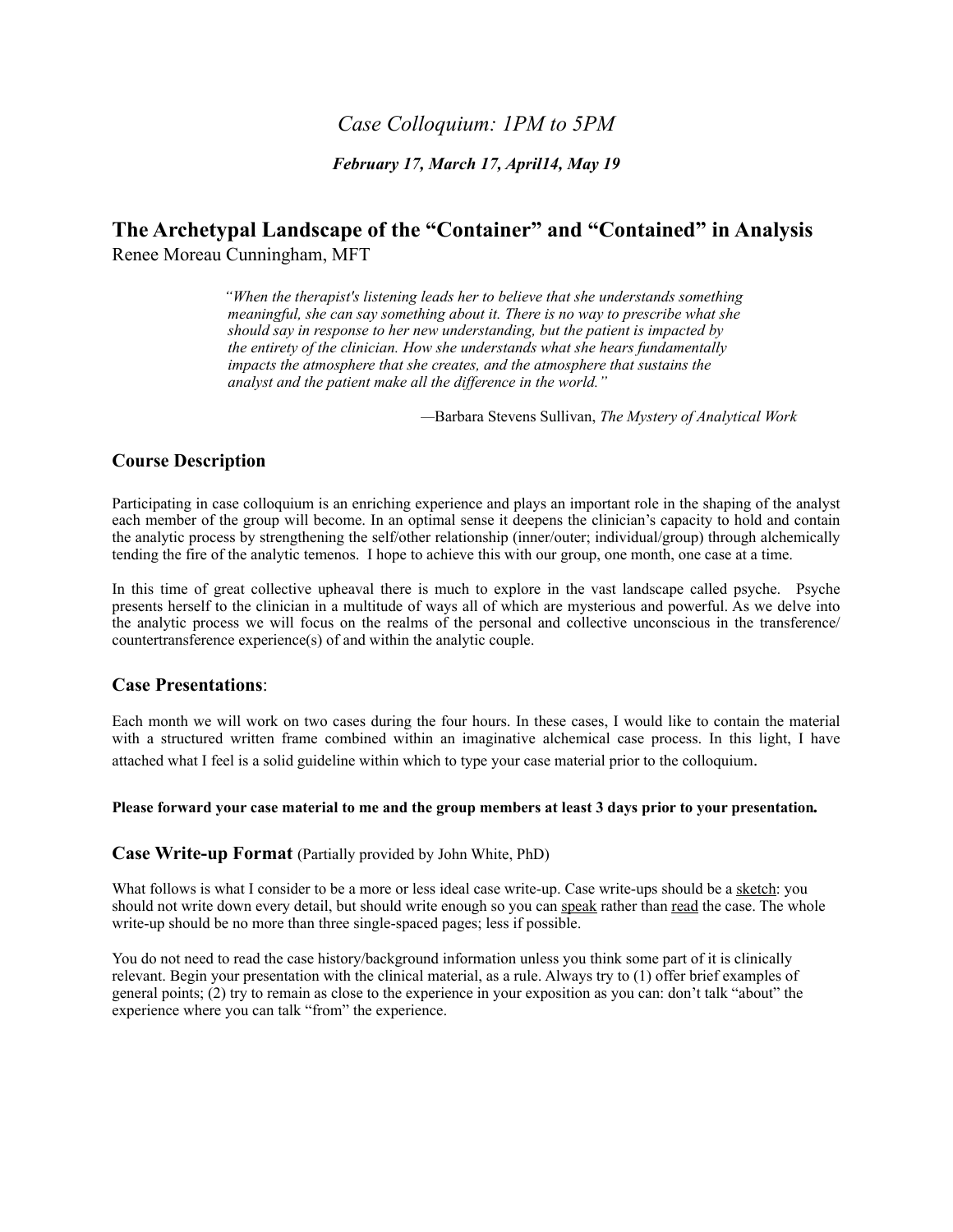*Case Colloquium: 1PM to 5PM*

***February 17, March 17, April14, May 19***

## The Archetypal Landscape of the "Container" and "Contained" in Analysis

Renee Moreau Cunningham, MFT

> *"When the therapist's listening leads her to believe that she understands something meaningful, she can say something about it. There is no way to prescribe what she should say in response to her new understanding, but the patient is impacted by the entirety of the clinician. How she understands what she hears fundamentally impacts the atmosphere that she creates, and the atmosphere that sustains the analyst and the patient make all the difference in the world."*
>
> —Barbara Stevens Sullivan, *The Mystery of Analytical Work*

### Course Description

Participating in case colloquium is an enriching experience and plays an important role in the shaping of the analyst each member of the group will become. In an optimal sense it deepens the clinician's capacity to hold and contain the analytic process by strengthening the self/other relationship (inner/outer; individual/group) through alchemically tending the fire of the analytic temenos. I hope to achieve this with our group, one month, one case at a time.

In this time of great collective upheaval there is much to explore in the vast landscape called psyche. Psyche presents herself to the clinician in a multitude of ways all of which are mysterious and powerful. As we delve into the analytic process we will focus on the realms of the personal and collective unconscious in the transference/ countertransference experience(s) of and within the analytic couple.

### Case Presentations:

Each month we will work on two cases during the four hours. In these cases, I would like to contain the material with a structured written frame combined within an imaginative alchemical case process. In this light, I have attached what I feel is a solid guideline within which to type your case material prior to the colloquium.

**Please forward your case material to me and the group members at least 3 days prior to your presentation.**

### Case Write-up Format (Partially provided by John White, PhD)

What follows is what I consider to be a more or less ideal case write-up. Case write-ups should be a sketch: you should not write down every detail, but should write enough so you can speak rather than read the case. The whole write-up should be no more than three single-spaced pages; less if possible.

You do not need to read the case history/background information unless you think some part of it is clinically relevant. Begin your presentation with the clinical material, as a rule. Always try to (1) offer brief examples of general points; (2) try to remain as close to the experience in your exposition as you can: don't talk "about" the experience where you can talk "from" the experience.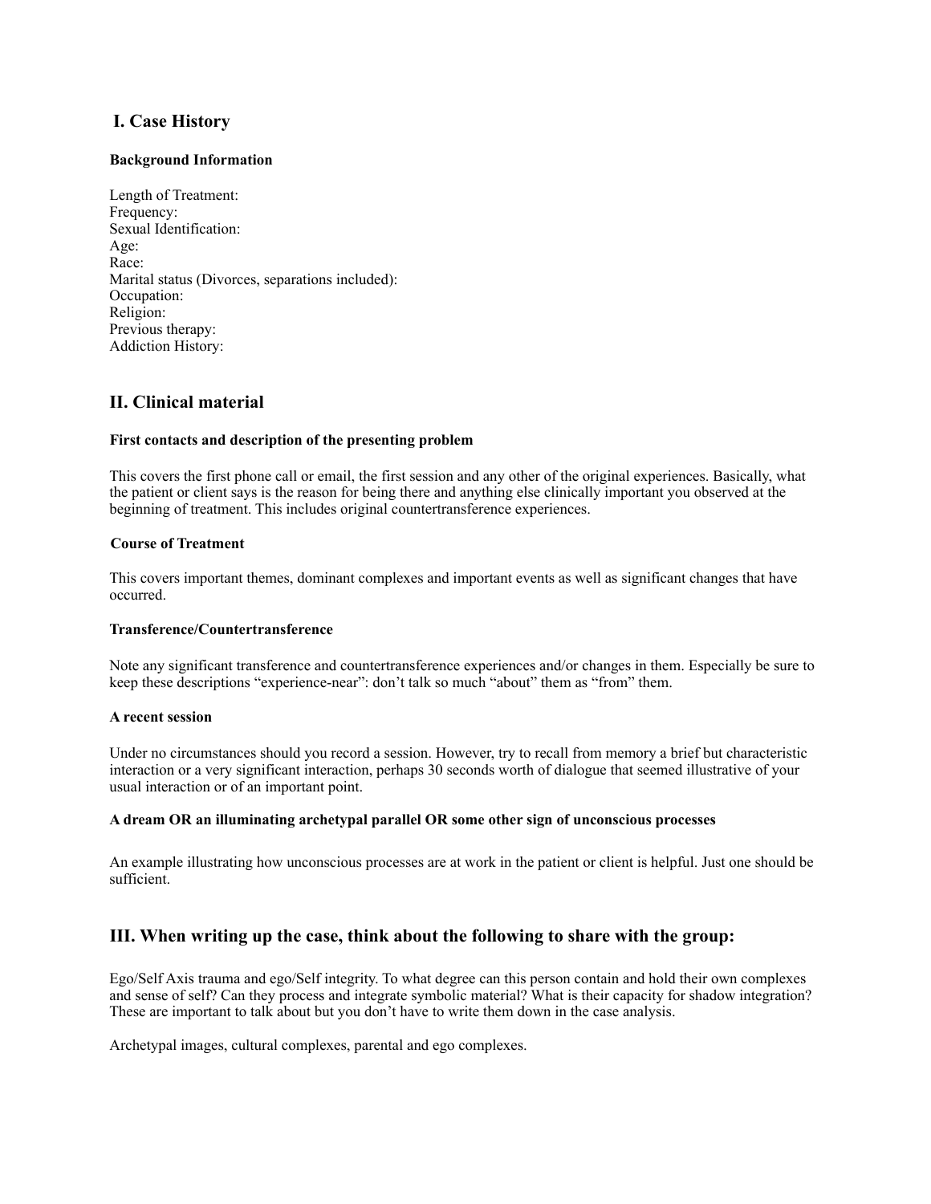## I. Case History

**Background Information**

Length of Treatment:
Frequency:
Sexual Identification:
Age:
Race:
Marital status (Divorces, separations included):
Occupation:
Religion:
Previous therapy:
Addiction History:

## II. Clinical material

**First contacts and description of the presenting problem**

This covers the first phone call or email, the first session and any other of the original experiences. Basically, what the patient or client says is the reason for being there and anything else clinically important you observed at the beginning of treatment. This includes original countertransference experiences.

**Course of Treatment**

This covers important themes, dominant complexes and important events as well as significant changes that have occurred.

**Transference/Countertransference**

Note any significant transference and countertransference experiences and/or changes in them. Especially be sure to keep these descriptions "experience-near": don't talk so much "about" them as "from" them.

**A recent session**

Under no circumstances should you record a session. However, try to recall from memory a brief but characteristic interaction or a very significant interaction, perhaps 30 seconds worth of dialogue that seemed illustrative of your usual interaction or of an important point.

**A dream OR an illuminating archetypal parallel OR some other sign of unconscious processes**

An example illustrating how unconscious processes are at work in the patient or client is helpful. Just one should be sufficient.

## III. When writing up the case, think about the following to share with the group:

Ego/Self Axis trauma and ego/Self integrity. To what degree can this person contain and hold their own complexes and sense of self? Can they process and integrate symbolic material? What is their capacity for shadow integration? These are important to talk about but you don't have to write them down in the case analysis.

Archetypal images, cultural complexes, parental and ego complexes.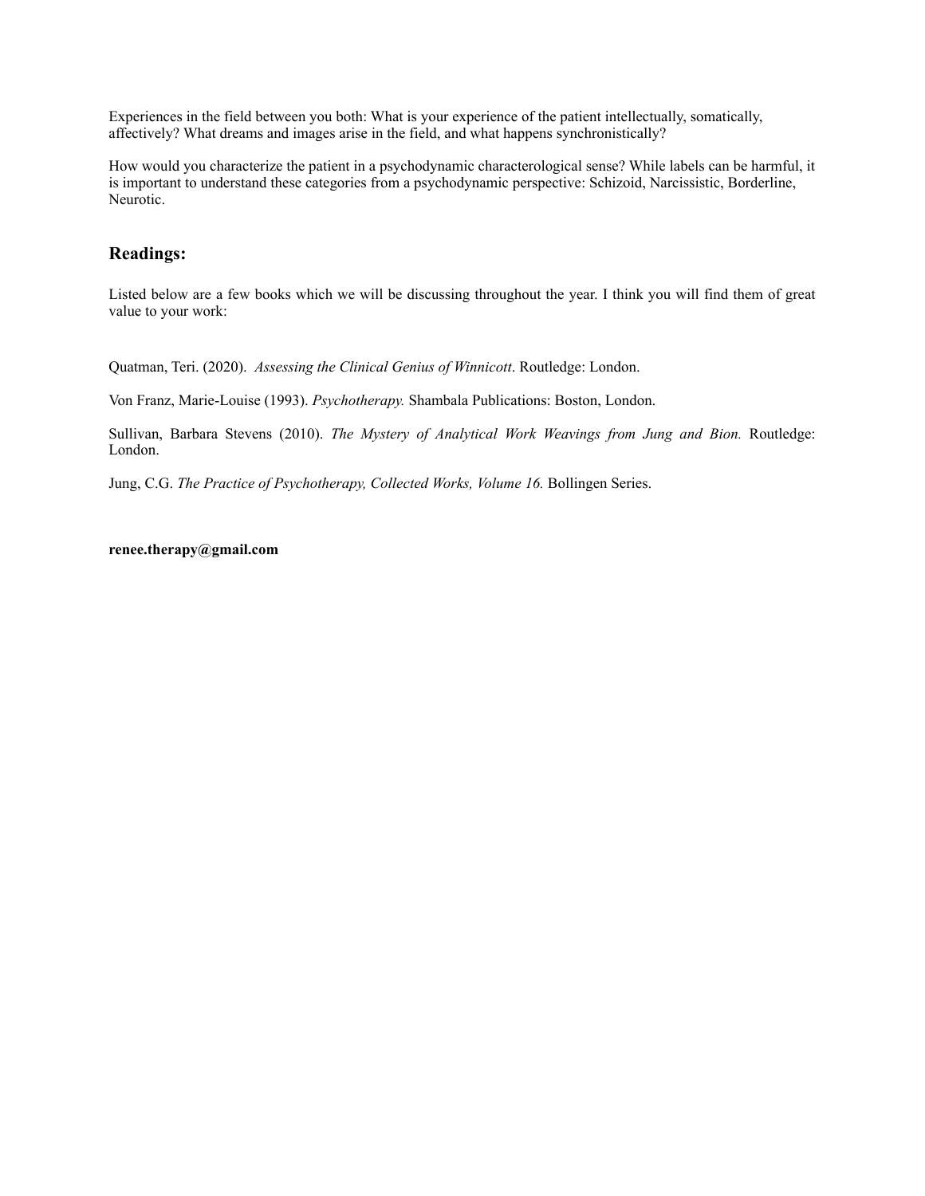Experiences in the field between you both: What is your experience of the patient intellectually, somatically, affectively? What dreams and images arise in the field, and what happens synchronistically?

How would you characterize the patient in a psychodynamic characterological sense? While labels can be harmful, it is important to understand these categories from a psychodynamic perspective: Schizoid, Narcissistic, Borderline, Neurotic.

## Readings:

Listed below are a few books which we will be discussing throughout the year. I think you will find them of great value to your work:

Quatman, Teri. (2020). *Assessing the Clinical Genius of Winnicott*. Routledge: London.

Von Franz, Marie-Louise (1993). *Psychotherapy.* Shambala Publications: Boston, London.

Sullivan, Barbara Stevens (2010). *The Mystery of Analytical Work Weavings from Jung and Bion.* Routledge: London.

Jung, C.G. *The Practice of Psychotherapy, Collected Works, Volume 16.* Bollingen Series.

**renee.therapy@gmail.com**